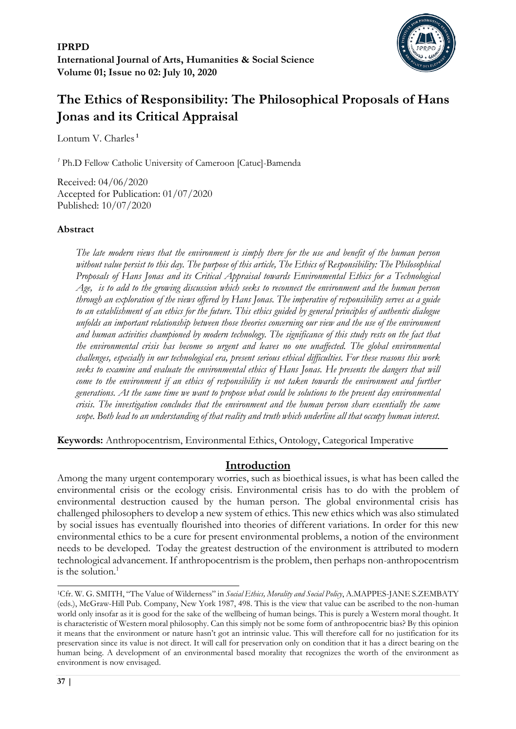**IPRPD**
**International Journal of Arts, Humanities & Social Science**
**Volume 01; Issue no 02: July 10, 2020**

# The Ethics of Responsibility: The Philosophical Proposals of Hans Jonas and its Critical Appraisal

Lontum V. Charles [1]

[1] Ph.D Fellow Catholic University of Cameroon [Catuc]-Bamenda

Received: 04/06/2020
Accepted for Publication: 01/07/2020
Published: 10/07/2020

### Abstract

*The late modern views that the environment is simply there for the use and benefit of the human person without value persist to this day. The purpose of this article, The Ethics of Responsibility: The Philosophical Proposals of Hans Jonas and its Critical Appraisal towards Environmental Ethics for a Technological Age, is to add to the growing discussion which seeks to reconnect the environment and the human person through an exploration of the views offered by Hans Jonas. The imperative of responsibility serves as a guide to an establishment of an ethics for the future. This ethics guided by general principles of authentic dialogue unfolds an important relationship between those theories concerning our view and the use of the environment and human activities championed by modern technology. The significance of this study rests on the fact that the environmental crisis has become so urgent and leaves no one unaffected. The global environmental challenges, especially in our technological era, present serious ethical difficulties. For these reasons this work seeks to examine and evaluate the environmental ethics of Hans Jonas. He presents the dangers that will come to the environment if an ethics of responsibility is not taken towards the environment and further generations. At the same time we want to propose what could be solutions to the present day environmental crisis. The investigation concludes that the environment and the human person share essentially the same scope. Both lead to an understanding of that reality and truth which underline all that occupy human interest.*

**Keywords:** Anthropocentrism, Environmental Ethics, Ontology, Categorical Imperative

## Introduction

Among the many urgent contemporary worries, such as bioethical issues, is what has been called the environmental crisis or the ecology crisis. Environmental crisis has to do with the problem of environmental destruction caused by the human person. The global environmental crisis has challenged philosophers to develop a new system of ethics. This new ethics which was also stimulated by social issues has eventually flourished into theories of different variations. In order for this new environmental ethics to be a cure for present environmental problems, a notion of the environment needs to be developed. Today the greatest destruction of the environment is attributed to modern technological advancement. If anthropocentrism is the problem, then perhaps non-anthropocentrism is the solution.[1]

---

[1]Cfr. W. G. SMITH, "The Value of Wilderness" in *Social Ethics, Morality and Social Policy*, A.MAPPES-JANE S.ZEMBATY (eds.), McGraw-Hill Pub. Company, New York 1987, 498. This is the view that value can be ascribed to the non-human world only insofar as it is good for the sake of the wellbeing of human beings. This is purely a Western moral thought. It is characteristic of Western moral philosophy. Can this simply not be some form of anthropocentric bias? By this opinion it means that the environment or nature hasn't got an intrinsic value. This will therefore call for no justification for its preservation since its value is not direct. It will call for preservation only on condition that it has a direct bearing on the human being. A development of an environmental based morality that recognizes the worth of the environment as environment is now envisaged.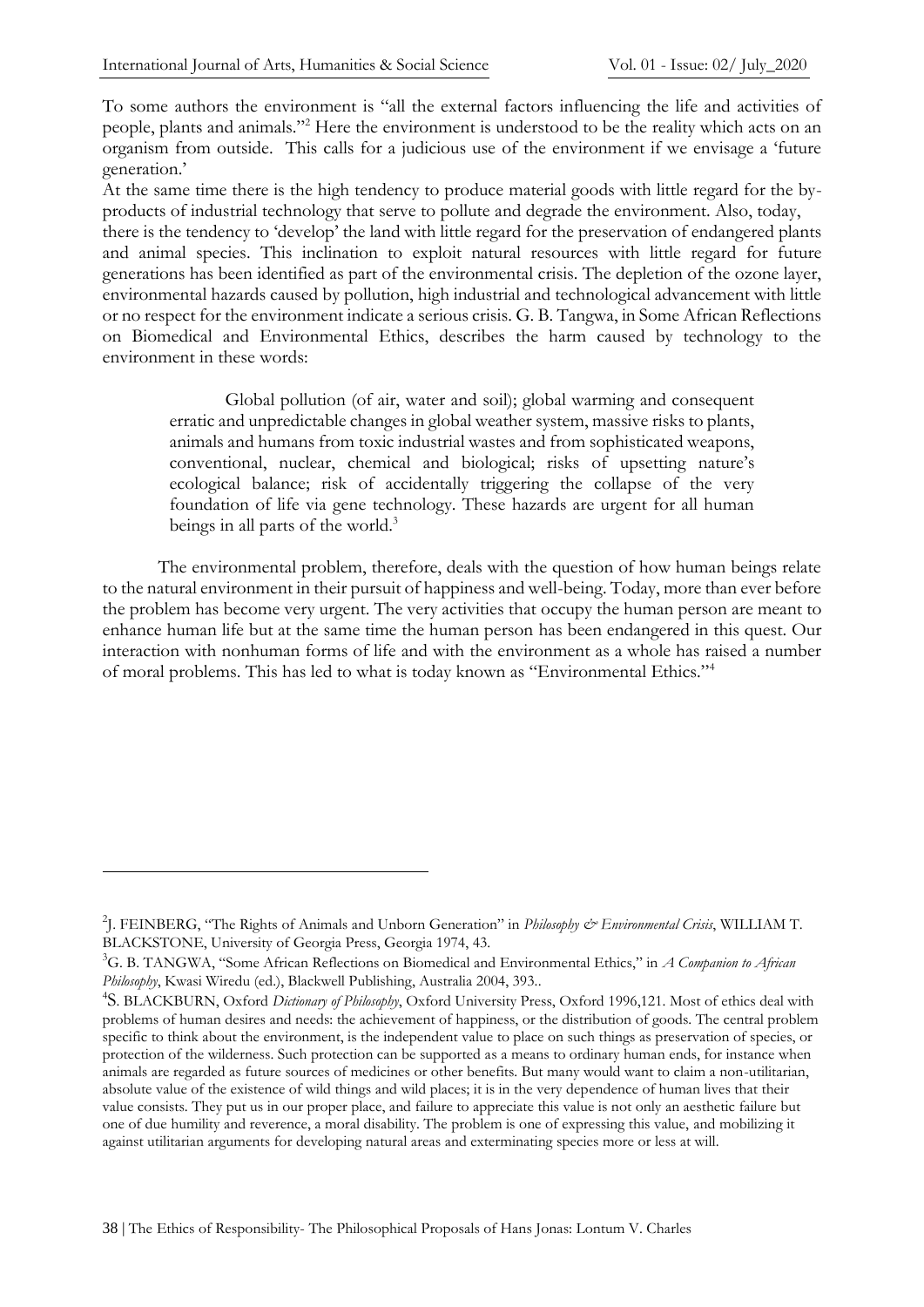To some authors the environment is "all the external factors influencing the life and activities of people, plants and animals."[2] Here the environment is understood to be the reality which acts on an organism from outside. This calls for a judicious use of the environment if we envisage a 'future generation.'

At the same time there is the high tendency to produce material goods with little regard for the by-products of industrial technology that serve to pollute and degrade the environment. Also, today, there is the tendency to 'develop' the land with little regard for the preservation of endangered plants and animal species. This inclination to exploit natural resources with little regard for future generations has been identified as part of the environmental crisis. The depletion of the ozone layer, environmental hazards caused by pollution, high industrial and technological advancement with little or no respect for the environment indicate a serious crisis. G. B. Tangwa, in Some African Reflections on Biomedical and Environmental Ethics, describes the harm caused by technology to the environment in these words:

> Global pollution (of air, water and soil); global warming and consequent erratic and unpredictable changes in global weather system, massive risks to plants, animals and humans from toxic industrial wastes and from sophisticated weapons, conventional, nuclear, chemical and biological; risks of upsetting nature's ecological balance; risk of accidentally triggering the collapse of the very foundation of life via gene technology. These hazards are urgent for all human beings in all parts of the world.[3]

The environmental problem, therefore, deals with the question of how human beings relate to the natural environment in their pursuit of happiness and well-being. Today, more than ever before the problem has become very urgent. The very activities that occupy the human person are meant to enhance human life but at the same time the human person has been endangered in this quest. Our interaction with nonhuman forms of life and with the environment as a whole has raised a number of moral problems. This has led to what is today known as "Environmental Ethics."[4]

---

[2] J. FEINBERG, "The Rights of Animals and Unborn Generation" in *Philosophy & Environmental Crisis*, WILLIAM T. BLACKSTONE, University of Georgia Press, Georgia 1974, 43.

[3] G. B. TANGWA, "Some African Reflections on Biomedical and Environmental Ethics," in *A Companion to African Philosophy*, Kwasi Wiredu (ed.), Blackwell Publishing, Australia 2004, 393..

[4] S. BLACKBURN, Oxford *Dictionary of Philosophy*, Oxford University Press, Oxford 1996,121. Most of ethics deal with problems of human desires and needs: the achievement of happiness, or the distribution of goods. The central problem specific to think about the environment, is the independent value to place on such things as preservation of species, or protection of the wilderness. Such protection can be supported as a means to ordinary human ends, for instance when animals are regarded as future sources of medicines or other benefits. But many would want to claim a non-utilitarian, absolute value of the existence of wild things and wild places; it is in the very dependence of human lives that their value consists. They put us in our proper place, and failure to appreciate this value is not only an aesthetic failure but one of due humility and reverence, a moral disability. The problem is one of expressing this value, and mobilizing it against utilitarian arguments for developing natural areas and exterminating species more or less at will.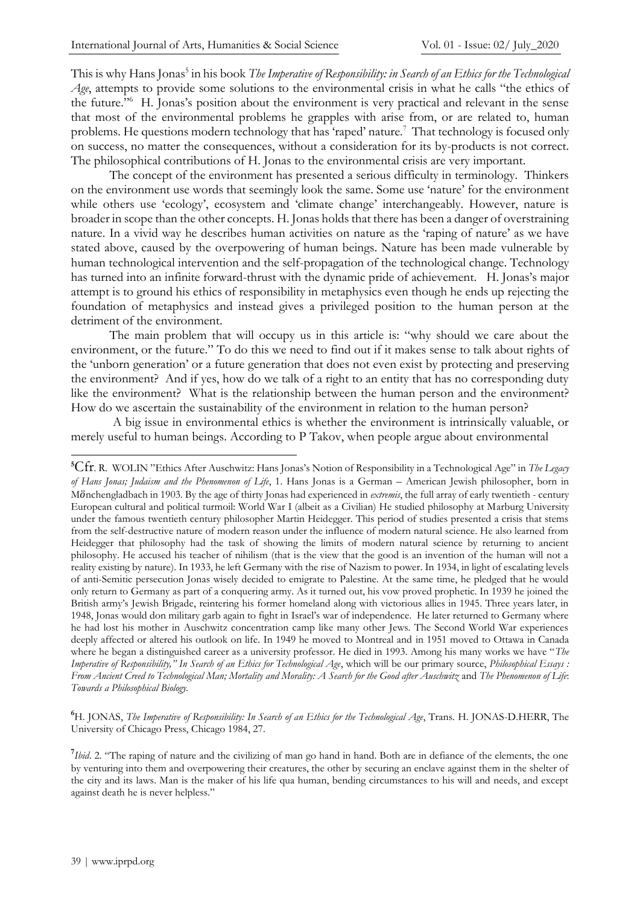This is why Hans Jonas[5] in his book *The Imperative of Responsibility: in Search of an Ethics for the Technological Age*, attempts to provide some solutions to the environmental crisis in what he calls "the ethics of the future."[6] H. Jonas's position about the environment is very practical and relevant in the sense that most of the environmental problems he grapples with arise from, or are related to, human problems. He questions modern technology that has 'raped' nature.[7] That technology is focused only on success, no matter the consequences, without a consideration for its by-products is not correct. The philosophical contributions of H. Jonas to the environmental crisis are very important.

The concept of the environment has presented a serious difficulty in terminology. Thinkers on the environment use words that seemingly look the same. Some use 'nature' for the environment while others use 'ecology', ecosystem and 'climate change' interchangeably. However, nature is broader in scope than the other concepts. H. Jonas holds that there has been a danger of overstraining nature. In a vivid way he describes human activities on nature as the 'raping of nature' as we have stated above, caused by the overpowering of human beings. Nature has been made vulnerable by human technological intervention and the self-propagation of the technological change. Technology has turned into an infinite forward-thrust with the dynamic pride of achievement. H. Jonas's major attempt is to ground his ethics of responsibility in metaphysics even though he ends up rejecting the foundation of metaphysics and instead gives a privileged position to the human person at the detriment of the environment.

The main problem that will occupy us in this article is: "why should we care about the environment, or the future." To do this we need to find out if it makes sense to talk about rights of the 'unborn generation' or a future generation that does not even exist by protecting and preserving the environment? And if yes, how do we talk of a right to an entity that has no corresponding duty like the environment? What is the relationship between the human person and the environment? How do we ascertain the sustainability of the environment in relation to the human person?

A big issue in environmental ethics is whether the environment is intrinsically valuable, or merely useful to human beings. According to P Takov, when people argue about environmental

---

[5] Cfr. R. WOLIN "Ethics After Auschwitz: Hans Jonas's Notion of Responsibility in a Technological Age" in *The Legacy of Hans Jonas; Judaism and the Phenomenon of Life*, 1. Hans Jonas is a German – American Jewish philosopher, born in Mönchengladbach in 1903. By the age of thirty Jonas had experienced in *extremis*, the full array of early twentieth - century European cultural and political turmoil: World War I (albeit as a Civilian) He studied philosophy at Marburg University under the famous twentieth century philosopher Martin Heidegger. This period of studies presented a crisis that stems from the self-destructive nature of modern reason under the influence of modern natural science. He also learned from Heidegger that philosophy had the task of showing the limits of modern natural science by returning to ancient philosophy. He accused his teacher of nihilism (that is the view that the good is an invention of the human will not a reality existing by nature). In 1933, he left Germany with the rise of Nazism to power. In 1934, in light of escalating levels of anti-Semitic persecution Jonas wisely decided to emigrate to Palestine. At the same time, he pledged that he would only return to Germany as part of a conquering army. As it turned out, his vow proved prophetic. In 1939 he joined the British army's Jewish Brigade, reintering his former homeland along with victorious allies in 1945. Three years later, in 1948, Jonas would don military garb again to fight in Israel's war of independence. He later returned to Germany where he had lost his mother in Auschwitz concentration camp like many other Jews. The Second World War experiences deeply affected or altered his outlook on life. In 1949 he moved to Montreal and in 1951 moved to Ottawa in Canada where he began a distinguished career as a university professor. He died in 1993. Among his many works we have "*The Imperative of Responsibility," In Search of an Ethics for Technological Age*, which will be our primary source, *Philosophical Essays : From Ancient Creed to Technological Man; Mortality and Morality: A Search for the Good after Auschwitz* and *The Phenomenon of Life*: *Towards a Philosophical Biology*.

[6] H. JONAS, *The Imperative of Responsibility: In Search of an Ethics for the Technological Age*, Trans. H. JONAS-D.HERR, The University of Chicago Press, Chicago 1984, 27.

[7] *Ibid*. 2. "The raping of nature and the civilizing of man go hand in hand. Both are in defiance of the elements, the one by venturing into them and overpowering their creatures, the other by securing an enclave against them in the shelter of the city and its laws. Man is the maker of his life qua human, bending circumstances to his will and needs, and except against death he is never helpless."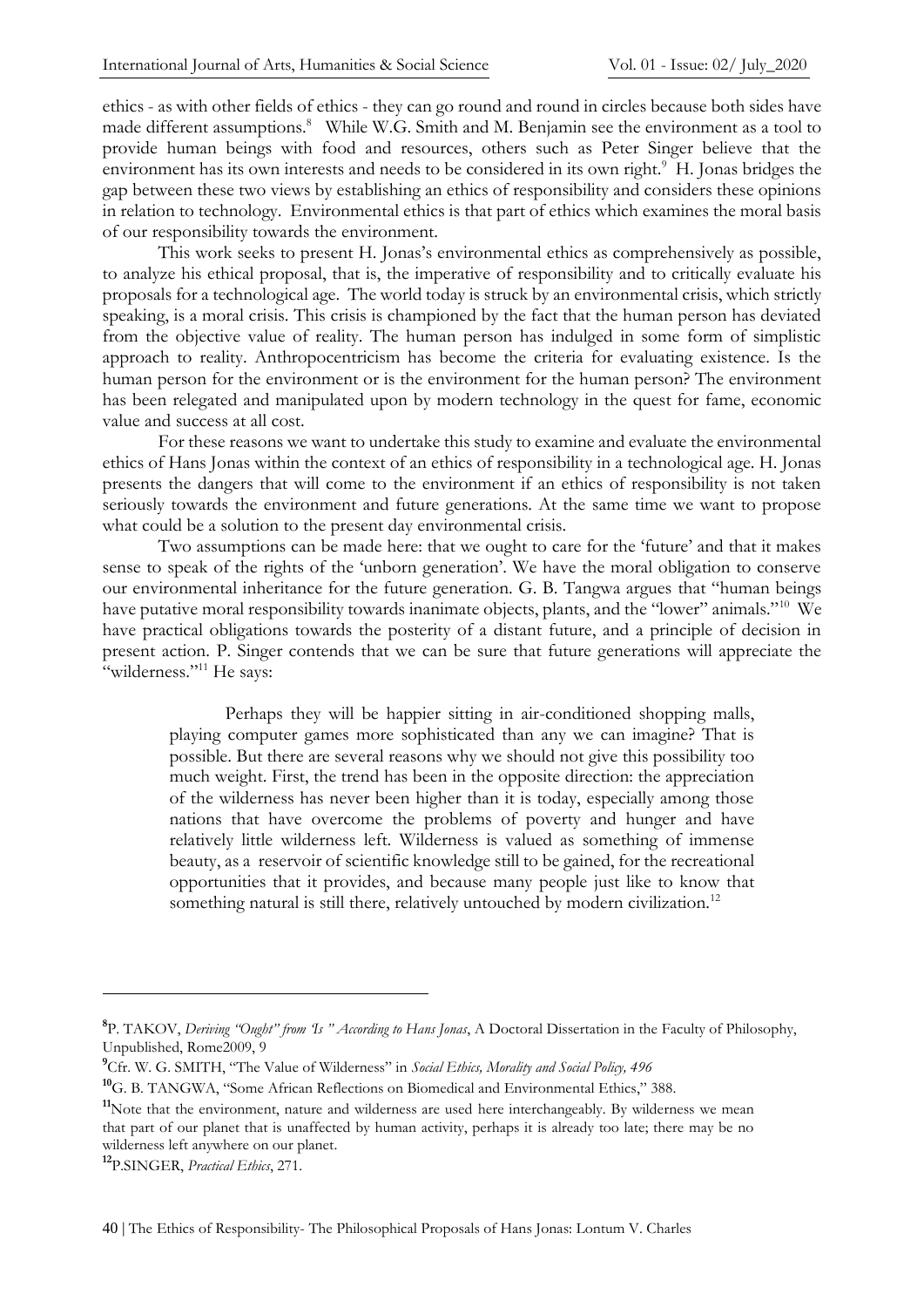ethics - as with other fields of ethics - they can go round and round in circles because both sides have made different assumptions.[8] While W.G. Smith and M. Benjamin see the environment as a tool to provide human beings with food and resources, others such as Peter Singer believe that the environment has its own interests and needs to be considered in its own right.[9] H. Jonas bridges the gap between these two views by establishing an ethics of responsibility and considers these opinions in relation to technology. Environmental ethics is that part of ethics which examines the moral basis of our responsibility towards the environment.

This work seeks to present H. Jonas's environmental ethics as comprehensively as possible, to analyze his ethical proposal, that is, the imperative of responsibility and to critically evaluate his proposals for a technological age. The world today is struck by an environmental crisis, which strictly speaking, is a moral crisis. This crisis is championed by the fact that the human person has deviated from the objective value of reality. The human person has indulged in some form of simplistic approach to reality. Anthropocentricism has become the criteria for evaluating existence. Is the human person for the environment or is the environment for the human person? The environment has been relegated and manipulated upon by modern technology in the quest for fame, economic value and success at all cost.

For these reasons we want to undertake this study to examine and evaluate the environmental ethics of Hans Jonas within the context of an ethics of responsibility in a technological age. H. Jonas presents the dangers that will come to the environment if an ethics of responsibility is not taken seriously towards the environment and future generations. At the same time we want to propose what could be a solution to the present day environmental crisis.

Two assumptions can be made here: that we ought to care for the 'future' and that it makes sense to speak of the rights of the 'unborn generation'. We have the moral obligation to conserve our environmental inheritance for the future generation. G. B. Tangwa argues that "human beings have putative moral responsibility towards inanimate objects, plants, and the "lower" animals."[10] We have practical obligations towards the posterity of a distant future, and a principle of decision in present action. P. Singer contends that we can be sure that future generations will appreciate the "wilderness."[11] He says:

> Perhaps they will be happier sitting in air-conditioned shopping malls, playing computer games more sophisticated than any we can imagine? That is possible. But there are several reasons why we should not give this possibility too much weight. First, the trend has been in the opposite direction: the appreciation of the wilderness has never been higher than it is today, especially among those nations that have overcome the problems of poverty and hunger and have relatively little wilderness left. Wilderness is valued as something of immense beauty, as a reservoir of scientific knowledge still to be gained, for the recreational opportunities that it provides, and because many people just like to know that something natural is still there, relatively untouched by modern civilization.[12]

---

[8] P. TAKOV, *Deriving "Ought" from 'Is " According to Hans Jonas*, A Doctoral Dissertation in the Faculty of Philosophy, Unpublished, Rome2009, 9

[9] Cfr. W. G. SMITH, "The Value of Wilderness" in *Social Ethics, Morality and Social Policy, 496*

[10] G. B. TANGWA, "Some African Reflections on Biomedical and Environmental Ethics," 388.

[11] Note that the environment, nature and wilderness are used here interchangeably. By wilderness we mean that part of our planet that is unaffected by human activity, perhaps it is already too late; there may be no wilderness left anywhere on our planet.

[12] P.SINGER, *Practical Ethics*, 271.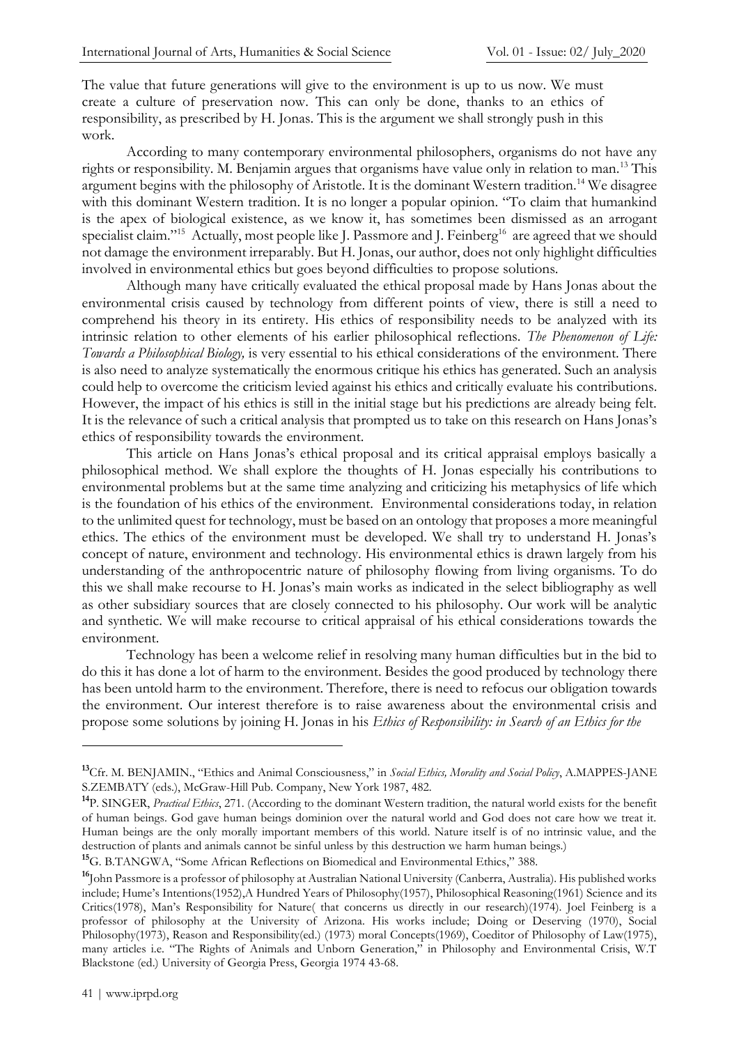The value that future generations will give to the environment is up to us now. We must create a culture of preservation now. This can only be done, thanks to an ethics of responsibility, as prescribed by H. Jonas. This is the argument we shall strongly push in this work.

According to many contemporary environmental philosophers, organisms do not have any rights or responsibility. M. Benjamin argues that organisms have value only in relation to man.[13] This argument begins with the philosophy of Aristotle. It is the dominant Western tradition.[14] We disagree with this dominant Western tradition. It is no longer a popular opinion. "To claim that humankind is the apex of biological existence, as we know it, has sometimes been dismissed as an arrogant specialist claim."[15] Actually, most people like J. Passmore and J. Feinberg[16] are agreed that we should not damage the environment irreparably. But H. Jonas, our author, does not only highlight difficulties involved in environmental ethics but goes beyond difficulties to propose solutions.

Although many have critically evaluated the ethical proposal made by Hans Jonas about the environmental crisis caused by technology from different points of view, there is still a need to comprehend his theory in its entirety. His ethics of responsibility needs to be analyzed with its intrinsic relation to other elements of his earlier philosophical reflections. *The Phenomenon of Life: Towards a Philosophical Biology,* is very essential to his ethical considerations of the environment. There is also need to analyze systematically the enormous critique his ethics has generated. Such an analysis could help to overcome the criticism levied against his ethics and critically evaluate his contributions. However, the impact of his ethics is still in the initial stage but his predictions are already being felt. It is the relevance of such a critical analysis that prompted us to take on this research on Hans Jonas's ethics of responsibility towards the environment.

This article on Hans Jonas's ethical proposal and its critical appraisal employs basically a philosophical method. We shall explore the thoughts of H. Jonas especially his contributions to environmental problems but at the same time analyzing and criticizing his metaphysics of life which is the foundation of his ethics of the environment. Environmental considerations today, in relation to the unlimited quest for technology, must be based on an ontology that proposes a more meaningful ethics. The ethics of the environment must be developed. We shall try to understand H. Jonas's concept of nature, environment and technology. His environmental ethics is drawn largely from his understanding of the anthropocentric nature of philosophy flowing from living organisms. To do this we shall make recourse to H. Jonas's main works as indicated in the select bibliography as well as other subsidiary sources that are closely connected to his philosophy. Our work will be analytic and synthetic. We will make recourse to critical appraisal of his ethical considerations towards the environment.

Technology has been a welcome relief in resolving many human difficulties but in the bid to do this it has done a lot of harm to the environment. Besides the good produced by technology there has been untold harm to the environment. Therefore, there is need to refocus our obligation towards the environment. Our interest therefore is to raise awareness about the environmental crisis and propose some solutions by joining H. Jonas in his *Ethics of Responsibility: in Search of an Ethics for the*

---

[13] Cfr. M. BENJAMIN., "Ethics and Animal Consciousness," in *Social Ethics, Morality and Social Policy*, A.MAPPES-JANE S.ZEMBATY (eds.), McGraw-Hill Pub. Company, New York 1987, 482.

[14] P. SINGER, *Practical Ethics*, 271. (According to the dominant Western tradition, the natural world exists for the benefit of human beings. God gave human beings dominion over the natural world and God does not care how we treat it. Human beings are the only morally important members of this world. Nature itself is of no intrinsic value, and the destruction of plants and animals cannot be sinful unless by this destruction we harm human beings.)

[15] G. B.TANGWA, "Some African Reflections on Biomedical and Environmental Ethics," 388.

[16] John Passmore is a professor of philosophy at Australian National University (Canberra, Australia). His published works include; Hume's Intentions(1952),A Hundred Years of Philosophy(1957), Philosophical Reasoning(1961) Science and its Critics(1978), Man's Responsibility for Nature( that concerns us directly in our research)(1974). Joel Feinberg is a professor of philosophy at the University of Arizona. His works include; Doing or Deserving (1970), Social Philosophy(1973), Reason and Responsibility(ed.) (1973) moral Concepts(1969), Coeditor of Philosophy of Law(1975), many articles i.e. "The Rights of Animals and Unborn Generation," in Philosophy and Environmental Crisis, W.T Blackstone (ed.) University of Georgia Press, Georgia 1974 43-68.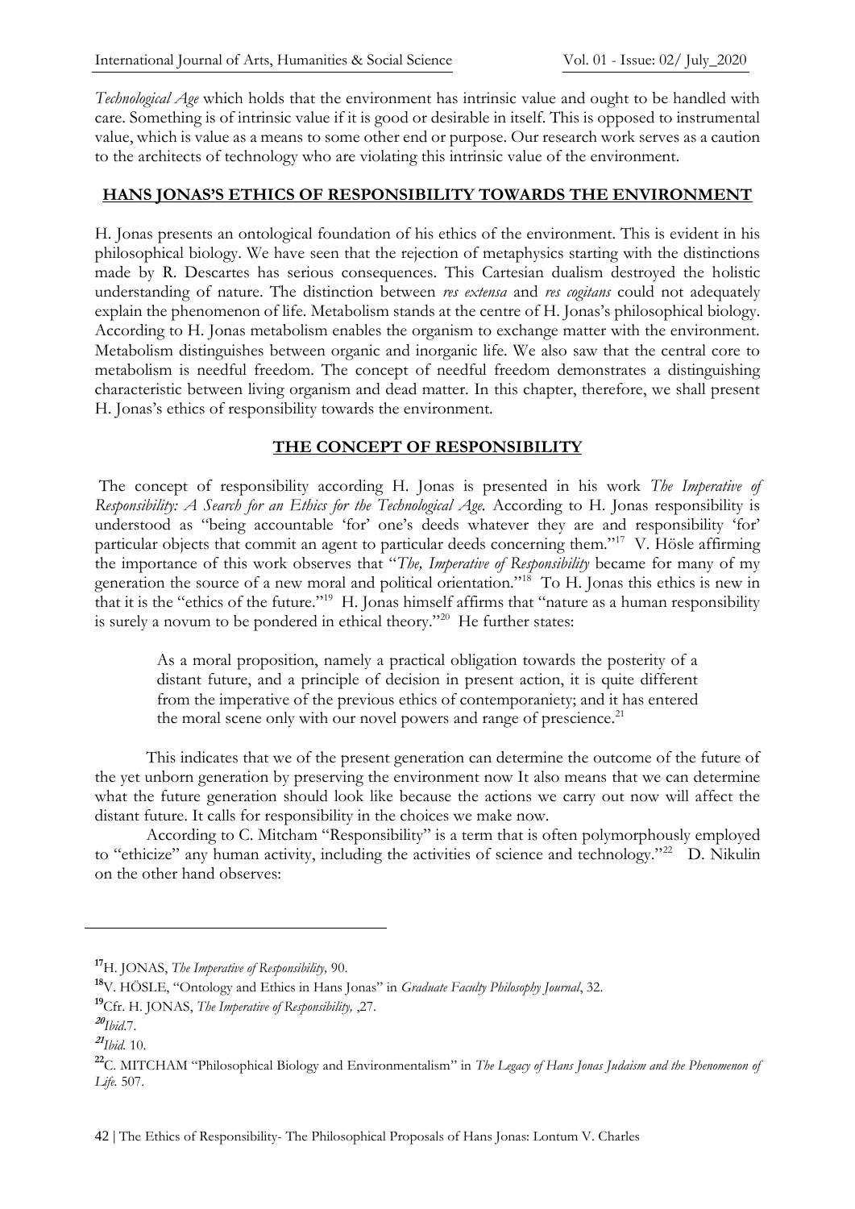*Technological Age* which holds that the environment has intrinsic value and ought to be handled with care. Something is of intrinsic value if it is good or desirable in itself. This is opposed to instrumental value, which is value as a means to some other end or purpose. Our research work serves as a caution to the architects of technology who are violating this intrinsic value of the environment.

## HANS JONAS'S ETHICS OF RESPONSIBILITY TOWARDS THE ENVIRONMENT

H. Jonas presents an ontological foundation of his ethics of the environment. This is evident in his philosophical biology. We have seen that the rejection of metaphysics starting with the distinctions made by R. Descartes has serious consequences. This Cartesian dualism destroyed the holistic understanding of nature. The distinction between *res extensa* and *res cogitans* could not adequately explain the phenomenon of life. Metabolism stands at the centre of H. Jonas's philosophical biology. According to H. Jonas metabolism enables the organism to exchange matter with the environment. Metabolism distinguishes between organic and inorganic life. We also saw that the central core to metabolism is needful freedom. The concept of needful freedom demonstrates a distinguishing characteristic between living organism and dead matter. In this chapter, therefore, we shall present H. Jonas's ethics of responsibility towards the environment.

### THE CONCEPT OF RESPONSIBILITY

The concept of responsibility according H. Jonas is presented in his work *The Imperative of Responsibility: A Search for an Ethics for the Technological Age.* According to H. Jonas responsibility is understood as "being accountable 'for' one's deeds whatever they are and responsibility 'for' particular objects that commit an agent to particular deeds concerning them."[17] V. Hösle affirming the importance of this work observes that "*The, Imperative of Responsibility* became for many of my generation the source of a new moral and political orientation."[18] To H. Jonas this ethics is new in that it is the "ethics of the future."[19] H. Jonas himself affirms that "nature as a human responsibility is surely a novum to be pondered in ethical theory."[20] He further states:

> As a moral proposition, namely a practical obligation towards the posterity of a distant future, and a principle of decision in present action, it is quite different from the imperative of the previous ethics of contemporaniety; and it has entered the moral scene only with our novel powers and range of prescience.[21]

This indicates that we of the present generation can determine the outcome of the future of the yet unborn generation by preserving the environment now It also means that we can determine what the future generation should look like because the actions we carry out now will affect the distant future. It calls for responsibility in the choices we make now.

According to C. Mitcham "Responsibility" is a term that is often polymorphously employed to "ethicize" any human activity, including the activities of science and technology."[22] D. Nikulin on the other hand observes:

---

[17] H. JONAS, *The Imperative of Responsibility,* 90.

[18] V. HÖSLE, "Ontology and Ethics in Hans Jonas" in *Graduate Faculty Philosophy Journal*, 32.

[19] Cfr. H. JONAS, *The Imperative of Responsibility,* ,27.

[20] *Ibid*.7.

[21] *Ibid.* 10.

[22] C. MITCHAM "Philosophical Biology and Environmentalism" in *The Legacy of Hans Jonas Judaism and the Phenomenon of Life.* 507.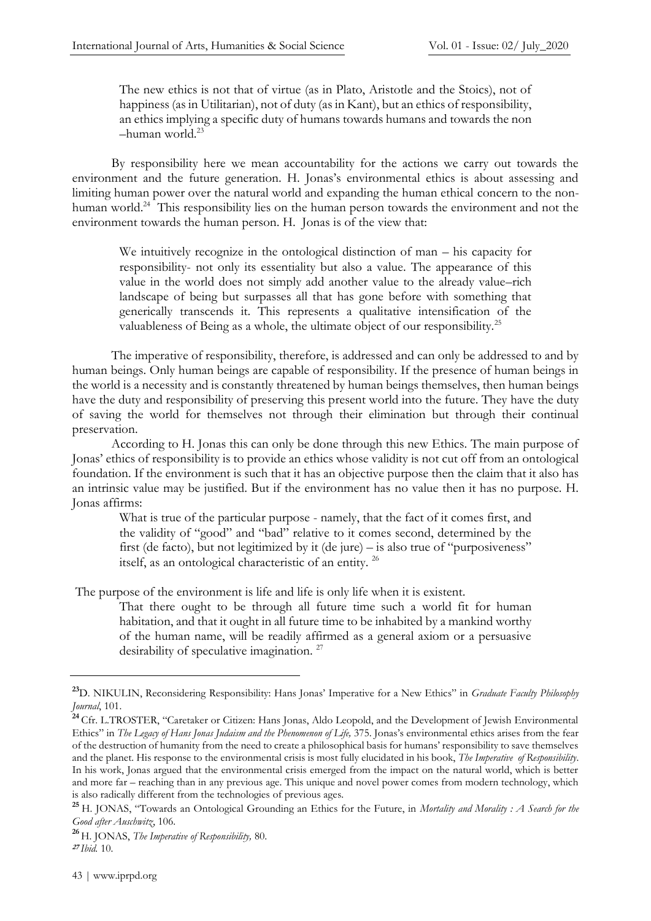> The new ethics is not that of virtue (as in Plato, Aristotle and the Stoics), not of happiness (as in Utilitarian), not of duty (as in Kant), but an ethics of responsibility, an ethics implying a specific duty of humans towards humans and towards the non –human world.[23]

By responsibility here we mean accountability for the actions we carry out towards the environment and the future generation. H. Jonas's environmental ethics is about assessing and limiting human power over the natural world and expanding the human ethical concern to the non-human world.[24] This responsibility lies on the human person towards the environment and not the environment towards the human person. H. Jonas is of the view that:

> We intuitively recognize in the ontological distinction of man – his capacity for responsibility- not only its essentiality but also a value. The appearance of this value in the world does not simply add another value to the already value–rich landscape of being but surpasses all that has gone before with something that generically transcends it. This represents a qualitative intensification of the valuableness of Being as a whole, the ultimate object of our responsibility.[25]

The imperative of responsibility, therefore, is addressed and can only be addressed to and by human beings. Only human beings are capable of responsibility. If the presence of human beings in the world is a necessity and is constantly threatened by human beings themselves, then human beings have the duty and responsibility of preserving this present world into the future. They have the duty of saving the world for themselves not through their elimination but through their continual preservation.

According to H. Jonas this can only be done through this new Ethics. The main purpose of Jonas' ethics of responsibility is to provide an ethics whose validity is not cut off from an ontological foundation. If the environment is such that it has an objective purpose then the claim that it also has an intrinsic value may be justified. But if the environment has no value then it has no purpose. H. Jonas affirms:

> What is true of the particular purpose - namely, that the fact of it comes first, and the validity of "good" and "bad" relative to it comes second, determined by the first (de facto), but not legitimized by it (de jure) – is also true of "purposiveness" itself, as an ontological characteristic of an entity. [26]

The purpose of the environment is life and life is only life when it is existent.

> That there ought to be through all future time such a world fit for human habitation, and that it ought in all future time to be inhabited by a mankind worthy of the human name, will be readily affirmed as a general axiom or a persuasive desirability of speculative imagination. [27]

---

[23] D. NIKULIN, Reconsidering Responsibility: Hans Jonas' Imperative for a New Ethics" in *Graduate Faculty Philosophy Journal*, 101.

[24] Cfr. L.TROSTER, "Caretaker or Citizen: Hans Jonas, Aldo Leopold, and the Development of Jewish Environmental Ethics" in *The Legacy of Hans Jonas Judaism and the Phenomenon of Life,* 375. Jonas's environmental ethics arises from the fear of the destruction of humanity from the need to create a philosophical basis for humans' responsibility to save themselves and the planet. His response to the environmental crisis is most fully elucidated in his book, *The Imperative of Responsibility*. In his work, Jonas argued that the environmental crisis emerged from the impact on the natural world, which is better and more far – reaching than in any previous age. This unique and novel power comes from modern technology, which is also radically different from the technologies of previous ages.

[25] H. JONAS, "Towards an Ontological Grounding an Ethics for the Future, in *Mortality and Morality : A Search for the Good after Auschwitz*, 106.

[26] H. JONAS, *The Imperative of Responsibility,* 80.

[27] *Ibid.* 10.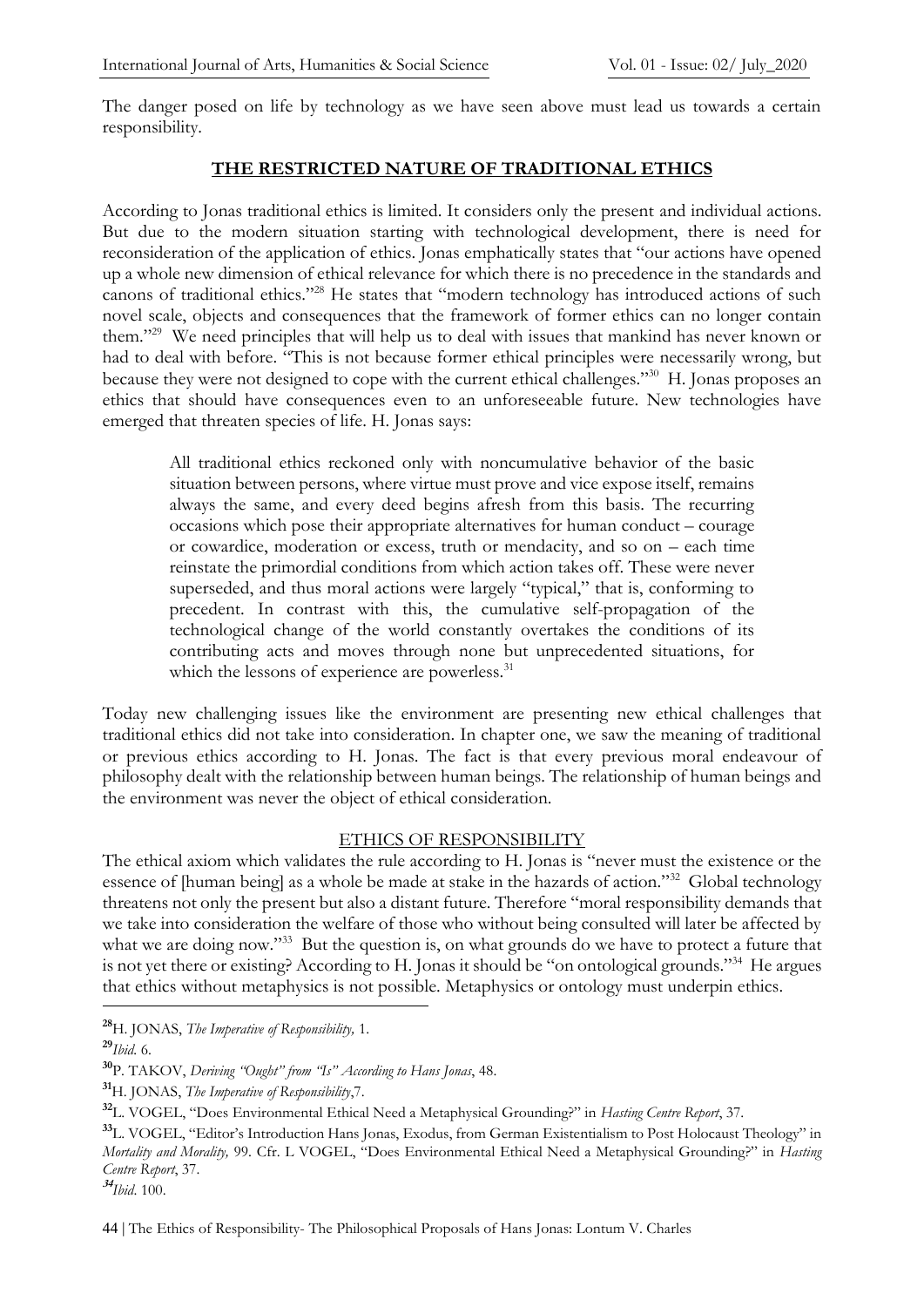The danger posed on life by technology as we have seen above must lead us towards a certain responsibility.

## THE RESTRICTED NATURE OF TRADITIONAL ETHICS

According to Jonas traditional ethics is limited. It considers only the present and individual actions. But due to the modern situation starting with technological development, there is need for reconsideration of the application of ethics. Jonas emphatically states that "our actions have opened up a whole new dimension of ethical relevance for which there is no precedence in the standards and canons of traditional ethics."[28] He states that "modern technology has introduced actions of such novel scale, objects and consequences that the framework of former ethics can no longer contain them."[29] We need principles that will help us to deal with issues that mankind has never known or had to deal with before. "This is not because former ethical principles were necessarily wrong, but because they were not designed to cope with the current ethical challenges."[30] H. Jonas proposes an ethics that should have consequences even to an unforeseeable future. New technologies have emerged that threaten species of life. H. Jonas says:

> All traditional ethics reckoned only with noncumulative behavior of the basic situation between persons, where virtue must prove and vice expose itself, remains always the same, and every deed begins afresh from this basis. The recurring occasions which pose their appropriate alternatives for human conduct – courage or cowardice, moderation or excess, truth or mendacity, and so on – each time reinstate the primordial conditions from which action takes off. These were never superseded, and thus moral actions were largely "typical," that is, conforming to precedent. In contrast with this, the cumulative self-propagation of the technological change of the world constantly overtakes the conditions of its contributing acts and moves through none but unprecedented situations, for which the lessons of experience are powerless.[31]

Today new challenging issues like the environment are presenting new ethical challenges that traditional ethics did not take into consideration. In chapter one, we saw the meaning of traditional or previous ethics according to H. Jonas. The fact is that every previous moral endeavour of philosophy dealt with the relationship between human beings. The relationship of human beings and the environment was never the object of ethical consideration.

## ETHICS OF RESPONSIBILITY

The ethical axiom which validates the rule according to H. Jonas is "never must the existence or the essence of [human being] as a whole be made at stake in the hazards of action."[32] Global technology threatens not only the present but also a distant future. Therefore "moral responsibility demands that we take into consideration the welfare of those who without being consulted will later be affected by what we are doing now."[33] But the question is, on what grounds do we have to protect a future that is not yet there or existing? According to H. Jonas it should be "on ontological grounds."[34] He argues that ethics without metaphysics is not possible. Metaphysics or ontology must underpin ethics.

---

[28] H. JONAS, *The Imperative of Responsibility,* 1.

[29] *Ibid*. 6.

[30] P. TAKOV, *Deriving "Ought" from "Is" According to Hans Jonas*, 48.

[31] H. JONAS, *The Imperative of Responsibility*,7.

[32] L. VOGEL, "Does Environmental Ethical Need a Metaphysical Grounding?" in *Hasting Centre Report*, 37.

[33] L. VOGEL, "Editor's Introduction Hans Jonas, Exodus, from German Existentialism to Post Holocaust Theology" in *Mortality and Morality,* 99. Cfr. L VOGEL, "Does Environmental Ethical Need a Metaphysical Grounding?" in *Hasting Centre Report*, 37.

[34] *Ibid*. 100.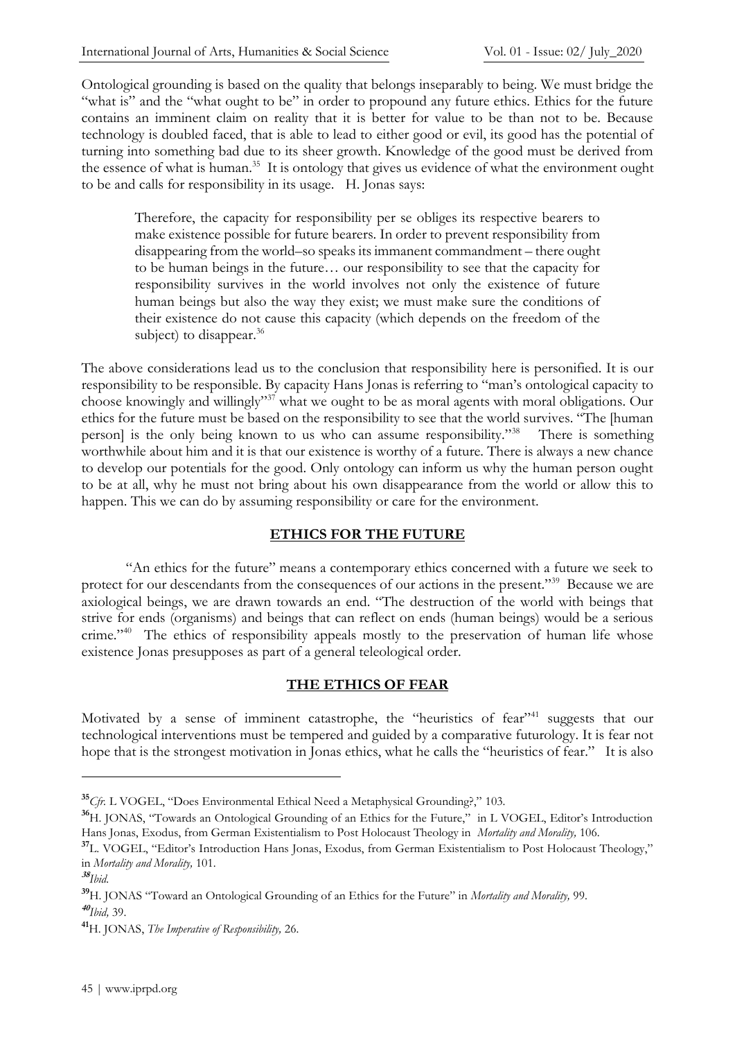Ontological grounding is based on the quality that belongs inseparably to being. We must bridge the "what is" and the "what ought to be" in order to propound any future ethics. Ethics for the future contains an imminent claim on reality that it is better for value to be than not to be. Because technology is doubled faced, that is able to lead to either good or evil, its good has the potential of turning into something bad due to its sheer growth. Knowledge of the good must be derived from the essence of what is human.[35] It is ontology that gives us evidence of what the environment ought to be and calls for responsibility in its usage. H. Jonas says:

> Therefore, the capacity for responsibility per se obliges its respective bearers to make existence possible for future bearers. In order to prevent responsibility from disappearing from the world–so speaks its immanent commandment – there ought to be human beings in the future… our responsibility to see that the capacity for responsibility survives in the world involves not only the existence of future human beings but also the way they exist; we must make sure the conditions of their existence do not cause this capacity (which depends on the freedom of the subject) to disappear.[36]

The above considerations lead us to the conclusion that responsibility here is personified. It is our responsibility to be responsible. By capacity Hans Jonas is referring to "man's ontological capacity to choose knowingly and willingly"[37] what we ought to be as moral agents with moral obligations. Our ethics for the future must be based on the responsibility to see that the world survives. "The [human person] is the only being known to us who can assume responsibility."[38] There is something worthwhile about him and it is that our existence is worthy of a future. There is always a new chance to develop our potentials for the good. Only ontology can inform us why the human person ought to be at all, why he must not bring about his own disappearance from the world or allow this to happen. This we can do by assuming responsibility or care for the environment.

## ETHICS FOR THE FUTURE

"An ethics for the future" means a contemporary ethics concerned with a future we seek to protect for our descendants from the consequences of our actions in the present."[39] Because we are axiological beings, we are drawn towards an end. "The destruction of the world with beings that strive for ends (organisms) and beings that can reflect on ends (human beings) would be a serious crime."[40] The ethics of responsibility appeals mostly to the preservation of human life whose existence Jonas presupposes as part of a general teleological order.

## THE ETHICS OF FEAR

Motivated by a sense of imminent catastrophe, the "heuristics of fear"[41] suggests that our technological interventions must be tempered and guided by a comparative futurology. It is fear not hope that is the strongest motivation in Jonas ethics, what he calls the "heuristics of fear." It is also

---

[35] *Cfr.* L VOGEL, "Does Environmental Ethical Need a Metaphysical Grounding?," 103.

[36] H. JONAS, "Towards an Ontological Grounding of an Ethics for the Future," in L VOGEL, Editor's Introduction Hans Jonas, Exodus, from German Existentialism to Post Holocaust Theology in *Mortality and Morality,* 106.

[37] L. VOGEL, "Editor's Introduction Hans Jonas, Exodus, from German Existentialism to Post Holocaust Theology," in *Mortality and Morality,* 101.

[38] *Ibid.*

[39] H. JONAS "Toward an Ontological Grounding of an Ethics for the Future" in *Mortality and Morality,* 99.

[40] *Ibid,* 39.

[41] H. JONAS, *The Imperative of Responsibility,* 26.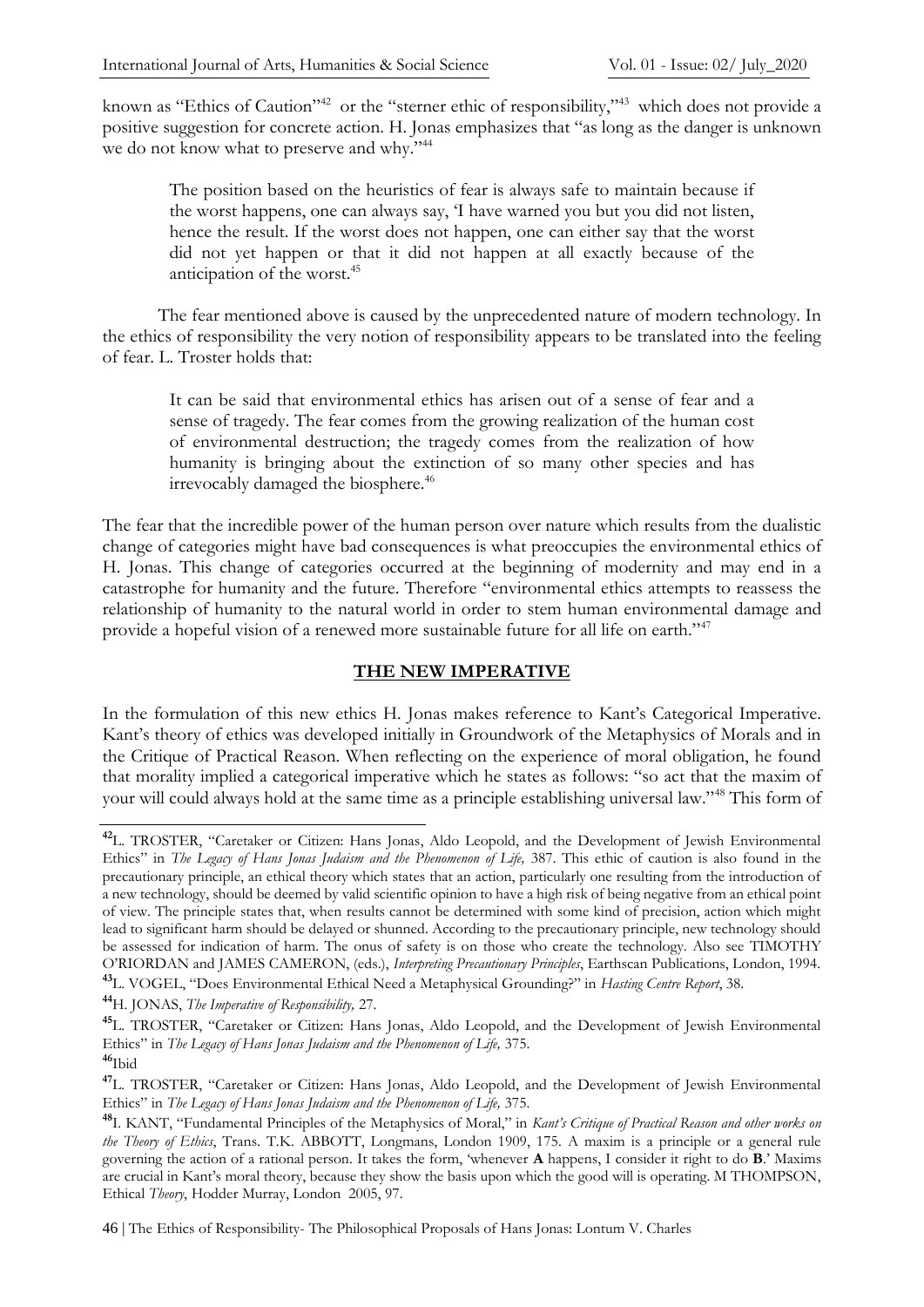known as "Ethics of Caution"[42] or the "sterner ethic of responsibility,"[43] which does not provide a positive suggestion for concrete action. H. Jonas emphasizes that "as long as the danger is unknown we do not know what to preserve and why."[44]

> The position based on the heuristics of fear is always safe to maintain because if the worst happens, one can always say, 'I have warned you but you did not listen, hence the result. If the worst does not happen, one can either say that the worst did not yet happen or that it did not happen at all exactly because of the anticipation of the worst.[45]

The fear mentioned above is caused by the unprecedented nature of modern technology. In the ethics of responsibility the very notion of responsibility appears to be translated into the feeling of fear. L. Troster holds that:

> It can be said that environmental ethics has arisen out of a sense of fear and a sense of tragedy. The fear comes from the growing realization of the human cost of environmental destruction; the tragedy comes from the realization of how humanity is bringing about the extinction of so many other species and has irrevocably damaged the biosphere.[46]

The fear that the incredible power of the human person over nature which results from the dualistic change of categories might have bad consequences is what preoccupies the environmental ethics of H. Jonas. This change of categories occurred at the beginning of modernity and may end in a catastrophe for humanity and the future. Therefore "environmental ethics attempts to reassess the relationship of humanity to the natural world in order to stem human environmental damage and provide a hopeful vision of a renewed more sustainable future for all life on earth."[47]

## THE NEW IMPERATIVE

In the formulation of this new ethics H. Jonas makes reference to Kant's Categorical Imperative. Kant's theory of ethics was developed initially in Groundwork of the Metaphysics of Morals and in the Critique of Practical Reason. When reflecting on the experience of moral obligation, he found that morality implied a categorical imperative which he states as follows: "so act that the maxim of your will could always hold at the same time as a principle establishing universal law."[48] This form of

---

[42] L. TROSTER, "Caretaker or Citizen: Hans Jonas, Aldo Leopold, and the Development of Jewish Environmental Ethics" in *The Legacy of Hans Jonas Judaism and the Phenomenon of Life,* 387. This ethic of caution is also found in the precautionary principle, an ethical theory which states that an action, particularly one resulting from the introduction of a new technology, should be deemed by valid scientific opinion to have a high risk of being negative from an ethical point of view. The principle states that, when results cannot be determined with some kind of precision, action which might lead to significant harm should be delayed or shunned. According to the precautionary principle, new technology should be assessed for indication of harm. The onus of safety is on those who create the technology. Also see TIMOTHY O'RIORDAN and JAMES CAMERON, (eds.), *Interpreting Precautionary Principles*, Earthscan Publications, London, 1994.

[43] L. VOGEL, "Does Environmental Ethical Need a Metaphysical Grounding?" in *Hasting Centre Report*, 38.

[44] H. JONAS, *The Imperative of Responsibility,* 27.

[45] L. TROSTER, "Caretaker or Citizen: Hans Jonas, Aldo Leopold, and the Development of Jewish Environmental Ethics" in *The Legacy of Hans Jonas Judaism and the Phenomenon of Life,* 375.

[46] Ibid

[47] L. TROSTER, "Caretaker or Citizen: Hans Jonas, Aldo Leopold, and the Development of Jewish Environmental Ethics" in *The Legacy of Hans Jonas Judaism and the Phenomenon of Life,* 375.

[48] I. KANT, "Fundamental Principles of the Metaphysics of Moral," in *Kant's Critique of Practical Reason and other works on the Theory of Ethics*, Trans. T.K. ABBOTT, Longmans, London 1909, 175. A maxim is a principle or a general rule governing the action of a rational person. It takes the form, 'whenever **A** happens, I consider it right to do **B**.' Maxims are crucial in Kant's moral theory, because they show the basis upon which the good will is operating. M THOMPSON, Ethical *Theory*, Hodder Murray, London 2005, 97.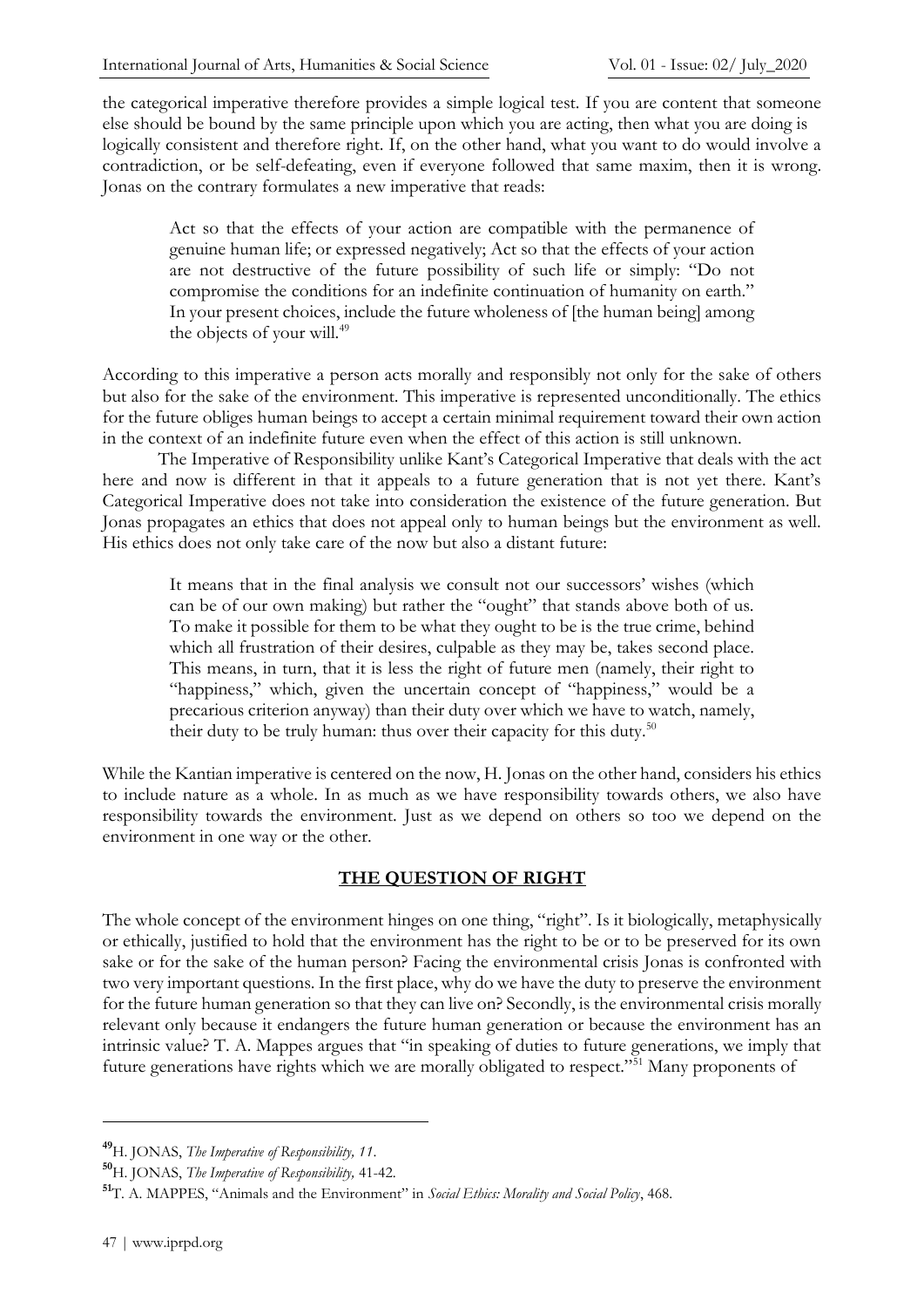the categorical imperative therefore provides a simple logical test. If you are content that someone else should be bound by the same principle upon which you are acting, then what you are doing is logically consistent and therefore right. If, on the other hand, what you want to do would involve a contradiction, or be self-defeating, even if everyone followed that same maxim, then it is wrong. Jonas on the contrary formulates a new imperative that reads:

> Act so that the effects of your action are compatible with the permanence of genuine human life; or expressed negatively; Act so that the effects of your action are not destructive of the future possibility of such life or simply: "Do not compromise the conditions for an indefinite continuation of humanity on earth." In your present choices, include the future wholeness of [the human being] among the objects of your will.[49]

According to this imperative a person acts morally and responsibly not only for the sake of others but also for the sake of the environment. This imperative is represented unconditionally. The ethics for the future obliges human beings to accept a certain minimal requirement toward their own action in the context of an indefinite future even when the effect of this action is still unknown.

The Imperative of Responsibility unlike Kant's Categorical Imperative that deals with the act here and now is different in that it appeals to a future generation that is not yet there. Kant's Categorical Imperative does not take into consideration the existence of the future generation. But Jonas propagates an ethics that does not appeal only to human beings but the environment as well. His ethics does not only take care of the now but also a distant future:

> It means that in the final analysis we consult not our successors' wishes (which can be of our own making) but rather the "ought" that stands above both of us. To make it possible for them to be what they ought to be is the true crime, behind which all frustration of their desires, culpable as they may be, takes second place. This means, in turn, that it is less the right of future men (namely, their right to "happiness," which, given the uncertain concept of "happiness," would be a precarious criterion anyway) than their duty over which we have to watch, namely, their duty to be truly human: thus over their capacity for this duty.[50]

While the Kantian imperative is centered on the now, H. Jonas on the other hand, considers his ethics to include nature as a whole. In as much as we have responsibility towards others, we also have responsibility towards the environment. Just as we depend on others so too we depend on the environment in one way or the other.

## THE QUESTION OF RIGHT

The whole concept of the environment hinges on one thing, "right". Is it biologically, metaphysically or ethically, justified to hold that the environment has the right to be or to be preserved for its own sake or for the sake of the human person? Facing the environmental crisis Jonas is confronted with two very important questions. In the first place, why do we have the duty to preserve the environment for the future human generation so that they can live on? Secondly, is the environmental crisis morally relevant only because it endangers the future human generation or because the environment has an intrinsic value? T. A. Mappes argues that "in speaking of duties to future generations, we imply that future generations have rights which we are morally obligated to respect."[51] Many proponents of

---

[49] H. JONAS, *The Imperative of Responsibility, 11.*

[50] H. JONAS, *The Imperative of Responsibility,* 41-42.

[51] T. A. MAPPES, "Animals and the Environment" in *Social Ethics: Morality and Social Policy*, 468.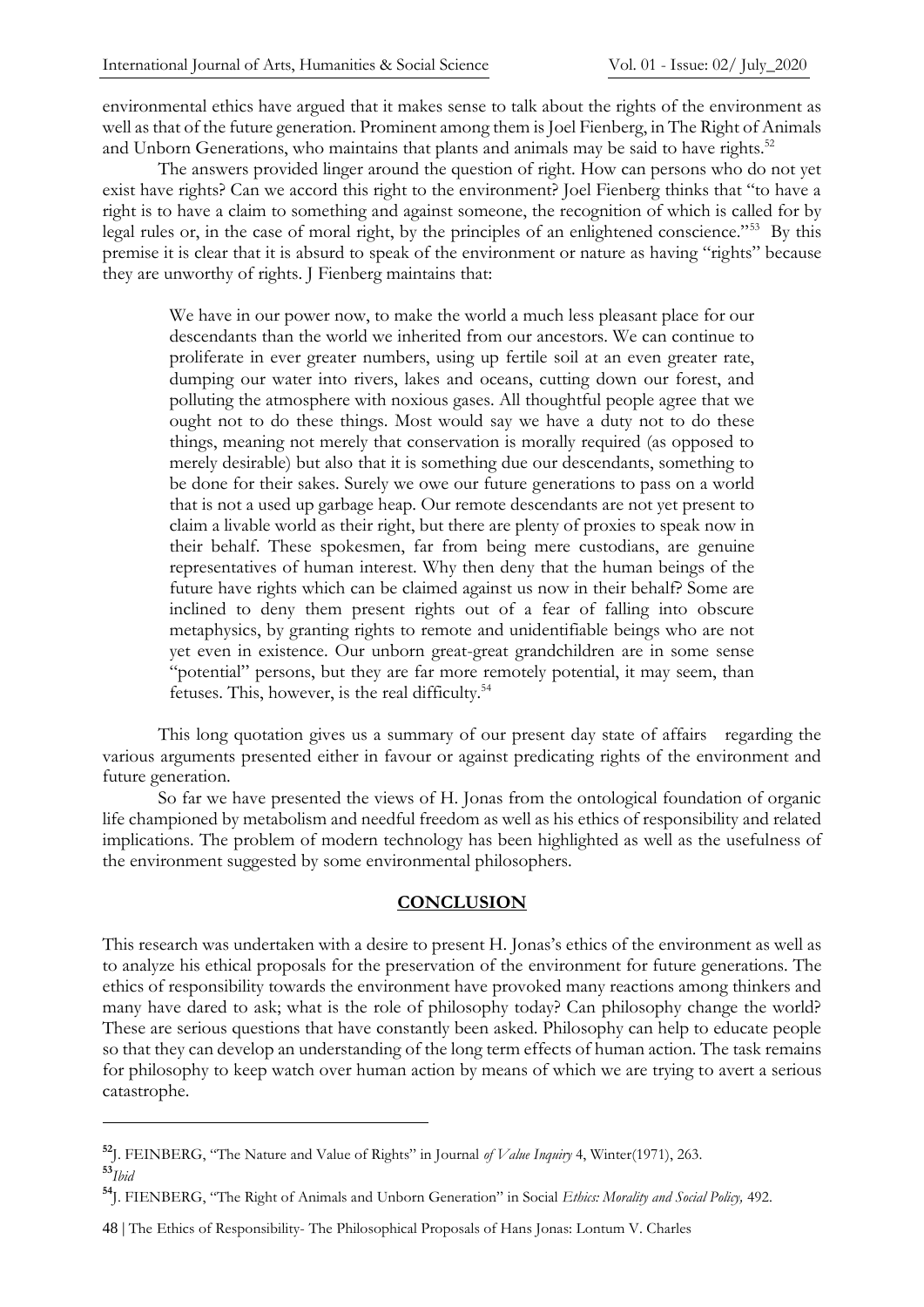environmental ethics have argued that it makes sense to talk about the rights of the environment as well as that of the future generation. Prominent among them is Joel Fienberg, in The Right of Animals and Unborn Generations, who maintains that plants and animals may be said to have rights.[52]

The answers provided linger around the question of right. How can persons who do not yet exist have rights? Can we accord this right to the environment? Joel Fienberg thinks that "to have a right is to have a claim to something and against someone, the recognition of which is called for by legal rules or, in the case of moral right, by the principles of an enlightened conscience."[53] By this premise it is clear that it is absurd to speak of the environment or nature as having "rights" because they are unworthy of rights. J Fienberg maintains that:

> We have in our power now, to make the world a much less pleasant place for our descendants than the world we inherited from our ancestors. We can continue to proliferate in ever greater numbers, using up fertile soil at an even greater rate, dumping our water into rivers, lakes and oceans, cutting down our forest, and polluting the atmosphere with noxious gases. All thoughtful people agree that we ought not to do these things. Most would say we have a duty not to do these things, meaning not merely that conservation is morally required (as opposed to merely desirable) but also that it is something due our descendants, something to be done for their sakes. Surely we owe our future generations to pass on a world that is not a used up garbage heap. Our remote descendants are not yet present to claim a livable world as their right, but there are plenty of proxies to speak now in their behalf. These spokesmen, far from being mere custodians, are genuine representatives of human interest. Why then deny that the human beings of the future have rights which can be claimed against us now in their behalf? Some are inclined to deny them present rights out of a fear of falling into obscure metaphysics, by granting rights to remote and unidentifiable beings who are not yet even in existence. Our unborn great-great grandchildren are in some sense "potential" persons, but they are far more remotely potential, it may seem, than fetuses. This, however, is the real difficulty.[54]

This long quotation gives us a summary of our present day state of affairs regarding the various arguments presented either in favour or against predicating rights of the environment and future generation.

So far we have presented the views of H. Jonas from the ontological foundation of organic life championed by metabolism and needful freedom as well as his ethics of responsibility and related implications. The problem of modern technology has been highlighted as well as the usefulness of the environment suggested by some environmental philosophers.

## CONCLUSION

This research was undertaken with a desire to present H. Jonas's ethics of the environment as well as to analyze his ethical proposals for the preservation of the environment for future generations. The ethics of responsibility towards the environment have provoked many reactions among thinkers and many have dared to ask; what is the role of philosophy today? Can philosophy change the world? These are serious questions that have constantly been asked. Philosophy can help to educate people so that they can develop an understanding of the long term effects of human action. The task remains for philosophy to keep watch over human action by means of which we are trying to avert a serious catastrophe.

---

[52] J. FEINBERG, "The Nature and Value of Rights" in Journal *of Value Inquiry* 4, Winter(1971), 263.

[53] *Ibid*

[54] J. FIENBERG, "The Right of Animals and Unborn Generation" in Social *Ethics: Morality and Social Policy,* 492.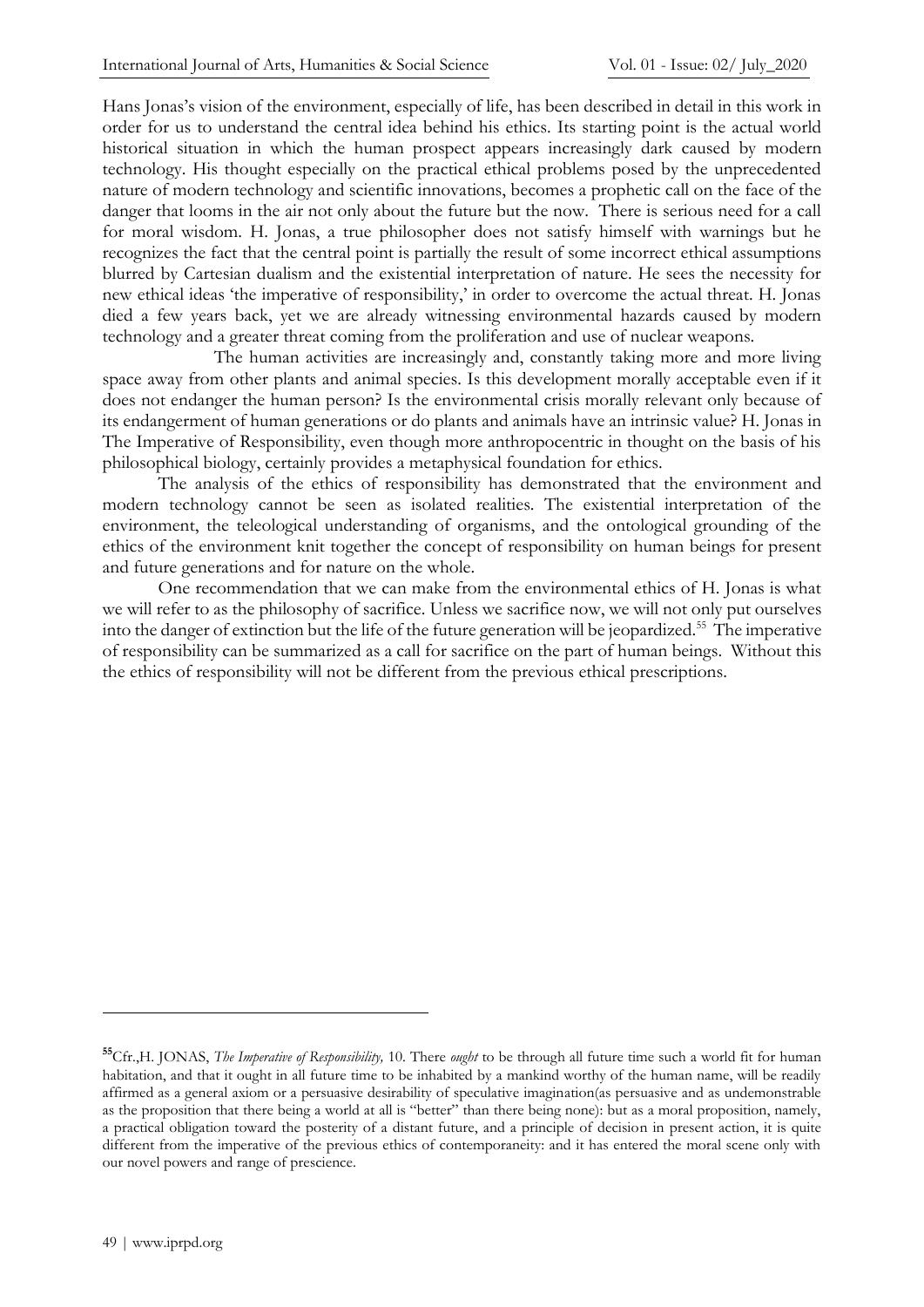Hans Jonas's vision of the environment, especially of life, has been described in detail in this work in order for us to understand the central idea behind his ethics. Its starting point is the actual world historical situation in which the human prospect appears increasingly dark caused by modern technology. His thought especially on the practical ethical problems posed by the unprecedented nature of modern technology and scientific innovations, becomes a prophetic call on the face of the danger that looms in the air not only about the future but the now. There is serious need for a call for moral wisdom. H. Jonas, a true philosopher does not satisfy himself with warnings but he recognizes the fact that the central point is partially the result of some incorrect ethical assumptions blurred by Cartesian dualism and the existential interpretation of nature. He sees the necessity for new ethical ideas 'the imperative of responsibility,' in order to overcome the actual threat. H. Jonas died a few years back, yet we are already witnessing environmental hazards caused by modern technology and a greater threat coming from the proliferation and use of nuclear weapons.

The human activities are increasingly and, constantly taking more and more living space away from other plants and animal species. Is this development morally acceptable even if it does not endanger the human person? Is the environmental crisis morally relevant only because of its endangerment of human generations or do plants and animals have an intrinsic value? H. Jonas in The Imperative of Responsibility, even though more anthropocentric in thought on the basis of his philosophical biology, certainly provides a metaphysical foundation for ethics.

The analysis of the ethics of responsibility has demonstrated that the environment and modern technology cannot be seen as isolated realities. The existential interpretation of the environment, the teleological understanding of organisms, and the ontological grounding of the ethics of the environment knit together the concept of responsibility on human beings for present and future generations and for nature on the whole.

One recommendation that we can make from the environmental ethics of H. Jonas is what we will refer to as the philosophy of sacrifice. Unless we sacrifice now, we will not only put ourselves into the danger of extinction but the life of the future generation will be jeopardized.[55] The imperative of responsibility can be summarized as a call for sacrifice on the part of human beings. Without this the ethics of responsibility will not be different from the previous ethical prescriptions.

---

[55]Cfr.,H. JONAS, *The Imperative of Responsibility,* 10. There *ought* to be through all future time such a world fit for human habitation, and that it ought in all future time to be inhabited by a mankind worthy of the human name, will be readily affirmed as a general axiom or a persuasive desirability of speculative imagination(as persuasive and as undemonstrable as the proposition that there being a world at all is "better" than there being none): but as a moral proposition, namely, a practical obligation toward the posterity of a distant future, and a principle of decision in present action, it is quite different from the imperative of the previous ethics of contemporaneity: and it has entered the moral scene only with our novel powers and range of prescience.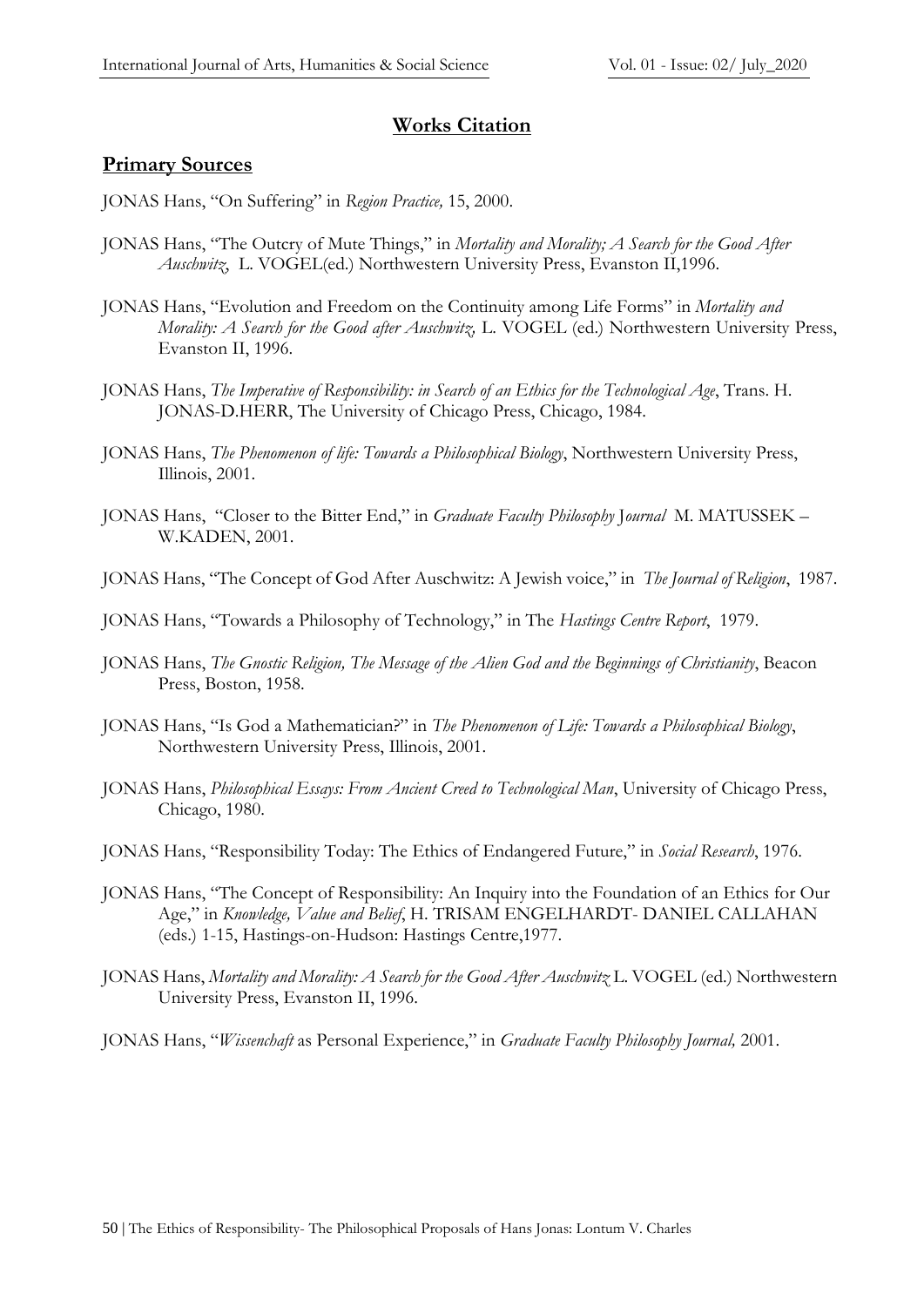## Works Citation

### Primary Sources

JONAS Hans, "On Suffering" in *Region Practice,* 15, 2000.

JONAS Hans, "The Outcry of Mute Things," in *Mortality and Morality; A Search for the Good After Auschwitz,* L. VOGEL(ed.) Northwestern University Press, Evanston II,1996.

JONAS Hans, "Evolution and Freedom on the Continuity among Life Forms" in *Mortality and Morality: A Search for the Good after Auschwitz,* L. VOGEL (ed.) Northwestern University Press, Evanston II, 1996.

JONAS Hans, *The Imperative of Responsibility: in Search of an Ethics for the Technological Age*, Trans. H. JONAS-D.HERR, The University of Chicago Press, Chicago, 1984.

JONAS Hans, *The Phenomenon of life: Towards a Philosophical Biology*, Northwestern University Press, Illinois, 2001.

JONAS Hans, "Closer to the Bitter End," in *Graduate Faculty Philosophy Journal* M. MATUSSEK – W.KADEN, 2001.

JONAS Hans, "The Concept of God After Auschwitz: A Jewish voice," in *The Journal of Religion*, 1987.

JONAS Hans, "Towards a Philosophy of Technology," in The *Hastings Centre Report*, 1979.

JONAS Hans, *The Gnostic Religion, The Message of the Alien God and the Beginnings of Christianity*, Beacon Press, Boston, 1958.

JONAS Hans, "Is God a Mathematician?" in *The Phenomenon of Life: Towards a Philosophical Biology*, Northwestern University Press, Illinois, 2001.

JONAS Hans, *Philosophical Essays: From Ancient Creed to Technological Man*, University of Chicago Press, Chicago, 1980.

JONAS Hans, "Responsibility Today: The Ethics of Endangered Future," in *Social Research*, 1976.

JONAS Hans, "The Concept of Responsibility: An Inquiry into the Foundation of an Ethics for Our Age," in *Knowledge, Value and Belief*, H. TRISAM ENGELHARDT- DANIEL CALLAHAN (eds.) 1-15, Hastings-on-Hudson: Hastings Centre,1977.

JONAS Hans, *Mortality and Morality: A Search for the Good After Auschwitz* L. VOGEL (ed.) Northwestern University Press, Evanston II, 1996.

JONAS Hans, "*Wissenchaft* as Personal Experience," in *Graduate Faculty Philosophy Journal,* 2001.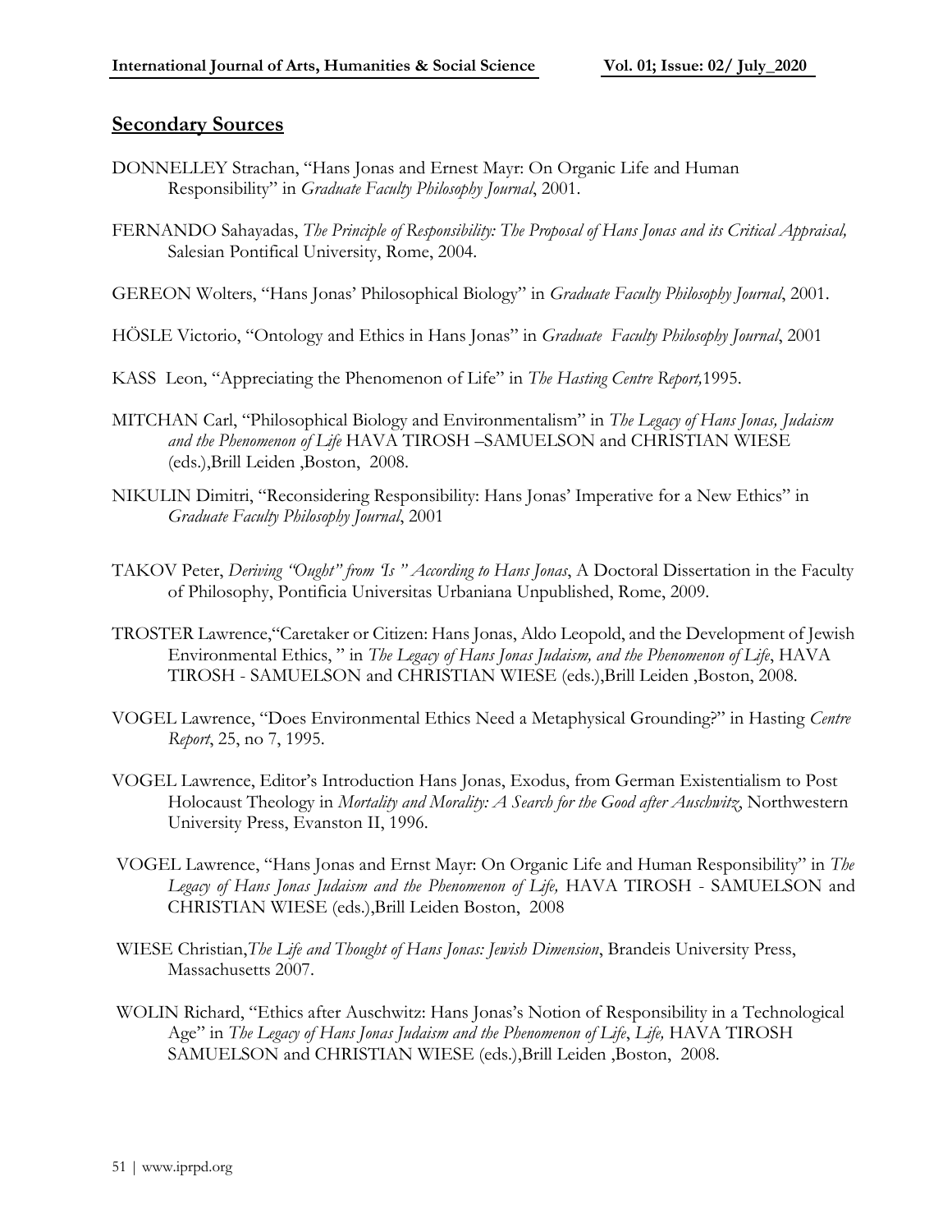## Secondary Sources

DONNELLEY Strachan, "Hans Jonas and Ernest Mayr: On Organic Life and Human Responsibility" in *Graduate Faculty Philosophy Journal*, 2001.

FERNANDO Sahayadas, *The Principle of Responsibility: The Proposal of Hans Jonas and its Critical Appraisal,* Salesian Pontifical University, Rome, 2004.

GEREON Wolters, "Hans Jonas' Philosophical Biology" in *Graduate Faculty Philosophy Journal*, 2001.

HÖSLE Victorio, "Ontology and Ethics in Hans Jonas" in *Graduate Faculty Philosophy Journal*, 2001

KASS Leon, "Appreciating the Phenomenon of Life" in *The Hasting Centre Report,*1995.

MITCHAN Carl, "Philosophical Biology and Environmentalism" in *The Legacy of Hans Jonas, Judaism and the Phenomenon of Life* HAVA TIROSH –SAMUELSON and CHRISTIAN WIESE (eds.),Brill Leiden ,Boston, 2008.

NIKULIN Dimitri, "Reconsidering Responsibility: Hans Jonas' Imperative for a New Ethics" in *Graduate Faculty Philosophy Journal*, 2001

TAKOV Peter, *Deriving "Ought" from 'Is " According to Hans Jonas*, A Doctoral Dissertation in the Faculty of Philosophy, Pontificia Universitas Urbaniana Unpublished, Rome, 2009.

TROSTER Lawrence,"Caretaker or Citizen: Hans Jonas, Aldo Leopold, and the Development of Jewish Environmental Ethics, " in *The Legacy of Hans Jonas Judaism, and the Phenomenon of Life*, HAVA TIROSH - SAMUELSON and CHRISTIAN WIESE (eds.),Brill Leiden ,Boston, 2008.

VOGEL Lawrence, "Does Environmental Ethics Need a Metaphysical Grounding?" in Hasting *Centre Report*, 25, no 7, 1995.

VOGEL Lawrence, Editor's Introduction Hans Jonas, Exodus, from German Existentialism to Post Holocaust Theology in *Mortality and Morality: A Search for the Good after Auschwitz*, Northwestern University Press, Evanston II, 1996.

VOGEL Lawrence, "Hans Jonas and Ernst Mayr: On Organic Life and Human Responsibility" in *The Legacy of Hans Jonas Judaism and the Phenomenon of Life,* HAVA TIROSH - SAMUELSON and CHRISTIAN WIESE (eds.),Brill Leiden Boston, 2008

WIESE Christian,*The Life and Thought of Hans Jonas: Jewish Dimension*, Brandeis University Press, Massachusetts 2007.

WOLIN Richard, "Ethics after Auschwitz: Hans Jonas's Notion of Responsibility in a Technological Age" in *The Legacy of Hans Jonas Judaism and the Phenomenon of Life*, *Life,* HAVA TIROSH SAMUELSON and CHRISTIAN WIESE (eds.),Brill Leiden ,Boston, 2008.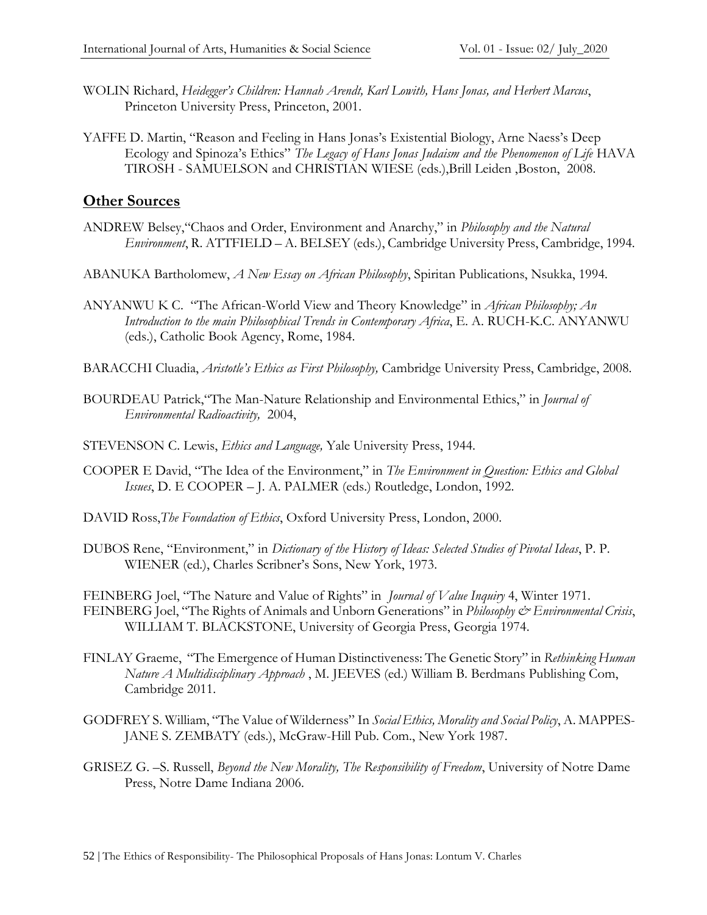WOLIN Richard, *Heidegger's Children: Hannah Arendt, Karl Lowith, Hans Jonas, and Herbert Marcus*, Princeton University Press, Princeton, 2001.

YAFFE D. Martin, "Reason and Feeling in Hans Jonas's Existential Biology, Arne Naess's Deep Ecology and Spinoza's Ethics" *The Legacy of Hans Jonas Judaism and the Phenomenon of Life* HAVA TIROSH - SAMUELSON and CHRISTIAN WIESE (eds.),Brill Leiden ,Boston, 2008.

## Other Sources

ANDREW Belsey,"Chaos and Order, Environment and Anarchy," in *Philosophy and the Natural Environment*, R. ATTFIELD – A. BELSEY (eds.), Cambridge University Press, Cambridge, 1994.

ABANUKA Bartholomew, *A New Essay on African Philosophy*, Spiritan Publications, Nsukka, 1994.

ANYANWU K C. "The African-World View and Theory Knowledge" in *African Philosophy; An Introduction to the main Philosophical Trends in Contemporary Africa*, E. A. RUCH-K.C. ANYANWU (eds.), Catholic Book Agency, Rome, 1984.

BARACCHI Cluadia, *Aristotle's Ethics as First Philosophy,* Cambridge University Press, Cambridge, 2008.

BOURDEAU Patrick,"The Man-Nature Relationship and Environmental Ethics," in *Journal of Environmental Radioactivity,* 2004,

STEVENSON C. Lewis, *Ethics and Language,* Yale University Press, 1944.

COOPER E David, "The Idea of the Environment," in *The Environment in Question: Ethics and Global Issues*, D. E COOPER – J. A. PALMER (eds.) Routledge, London, 1992.

DAVID Ross,*The Foundation of Ethics*, Oxford University Press, London, 2000.

DUBOS Rene, "Environment," in *Dictionary of the History of Ideas: Selected Studies of Pivotal Ideas*, P. P. WIENER (ed.), Charles Scribner's Sons, New York, 1973.

FEINBERG Joel, "The Nature and Value of Rights" in *Journal of Value Inquiry* 4, Winter 1971.

FEINBERG Joel, "The Rights of Animals and Unborn Generations" in *Philosophy & Environmental Crisis*, WILLIAM T. BLACKSTONE, University of Georgia Press, Georgia 1974.

FINLAY Graeme, "The Emergence of Human Distinctiveness: The Genetic Story" in *Rethinking Human Nature A Multidisciplinary Approach* , M. JEEVES (ed.) William B. Berdmans Publishing Com, Cambridge 2011.

GODFREY S. William, "The Value of Wilderness" In *Social Ethics, Morality and Social Policy*, A. MAPPES-JANE S. ZEMBATY (eds.), McGraw-Hill Pub. Com., New York 1987.

GRISEZ G. –S. Russell, *Beyond the New Morality, The Responsibility of Freedom*, University of Notre Dame Press, Notre Dame Indiana 2006.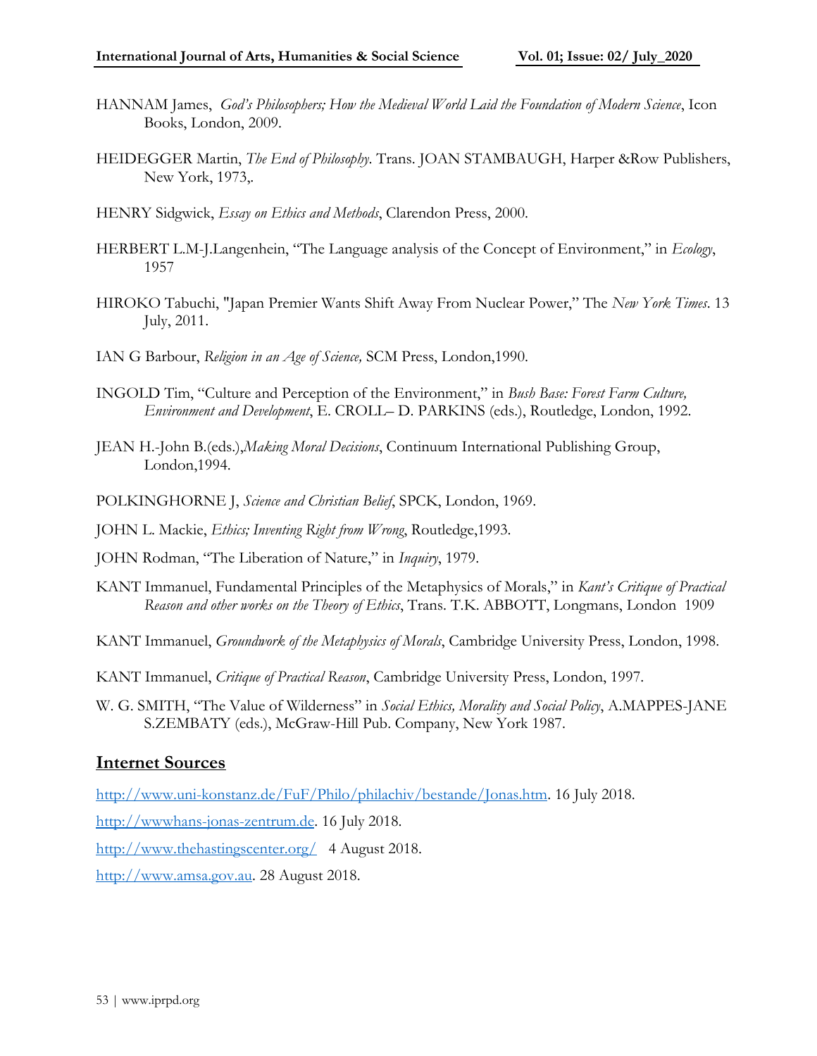HANNAM James, *God's Philosophers; How the Medieval World Laid the Foundation of Modern Science*, Icon Books, London, 2009.

HEIDEGGER Martin, *The End of Philosophy*. Trans. JOAN STAMBAUGH, Harper &Row Publishers, New York, 1973,.

HENRY Sidgwick, *Essay on Ethics and Methods*, Clarendon Press, 2000.

HERBERT L.M-J.Langenhein, "The Language analysis of the Concept of Environment," in *Ecology*, 1957

HIROKO Tabuchi, "Japan Premier Wants Shift Away From Nuclear Power," The *New York Times*. 13 July, 2011.

IAN G Barbour, *Religion in an Age of Science,* SCM Press, London,1990.

INGOLD Tim, "Culture and Perception of the Environment," in *Bush Base: Forest Farm Culture, Environment and Development*, E. CROLL– D. PARKINS (eds.), Routledge, London, 1992.

JEAN H.-John B.(eds.),*Making Moral Decisions*, Continuum International Publishing Group, London,1994.

POLKINGHORNE J, *Science and Christian Belief*, SPCK, London, 1969.

JOHN L. Mackie, *Ethics; Inventing Right from Wrong*, Routledge,1993.

JOHN Rodman, "The Liberation of Nature," in *Inquiry*, 1979.

KANT Immanuel, Fundamental Principles of the Metaphysics of Morals," in *Kant's Critique of Practical Reason and other works on the Theory of Ethics*, Trans. T.K. ABBOTT, Longmans, London 1909

KANT Immanuel, *Groundwork of the Metaphysics of Morals*, Cambridge University Press, London, 1998.

KANT Immanuel, *Critique of Practical Reason*, Cambridge University Press, London, 1997.

W. G. SMITH, "The Value of Wilderness" in *Social Ethics, Morality and Social Policy*, A.MAPPES-JANE S.ZEMBATY (eds.), McGraw-Hill Pub. Company, New York 1987.

## Internet Sources

http://www.uni-konstanz.de/FuF/Philo/philachiv/bestande/Jonas.htm. 16 July 2018.

http://wwwhans-jonas-zentrum.de. 16 July 2018.

http://www.thehastingscenter.org/ 4 August 2018.

http://www.amsa.gov.au. 28 August 2018.